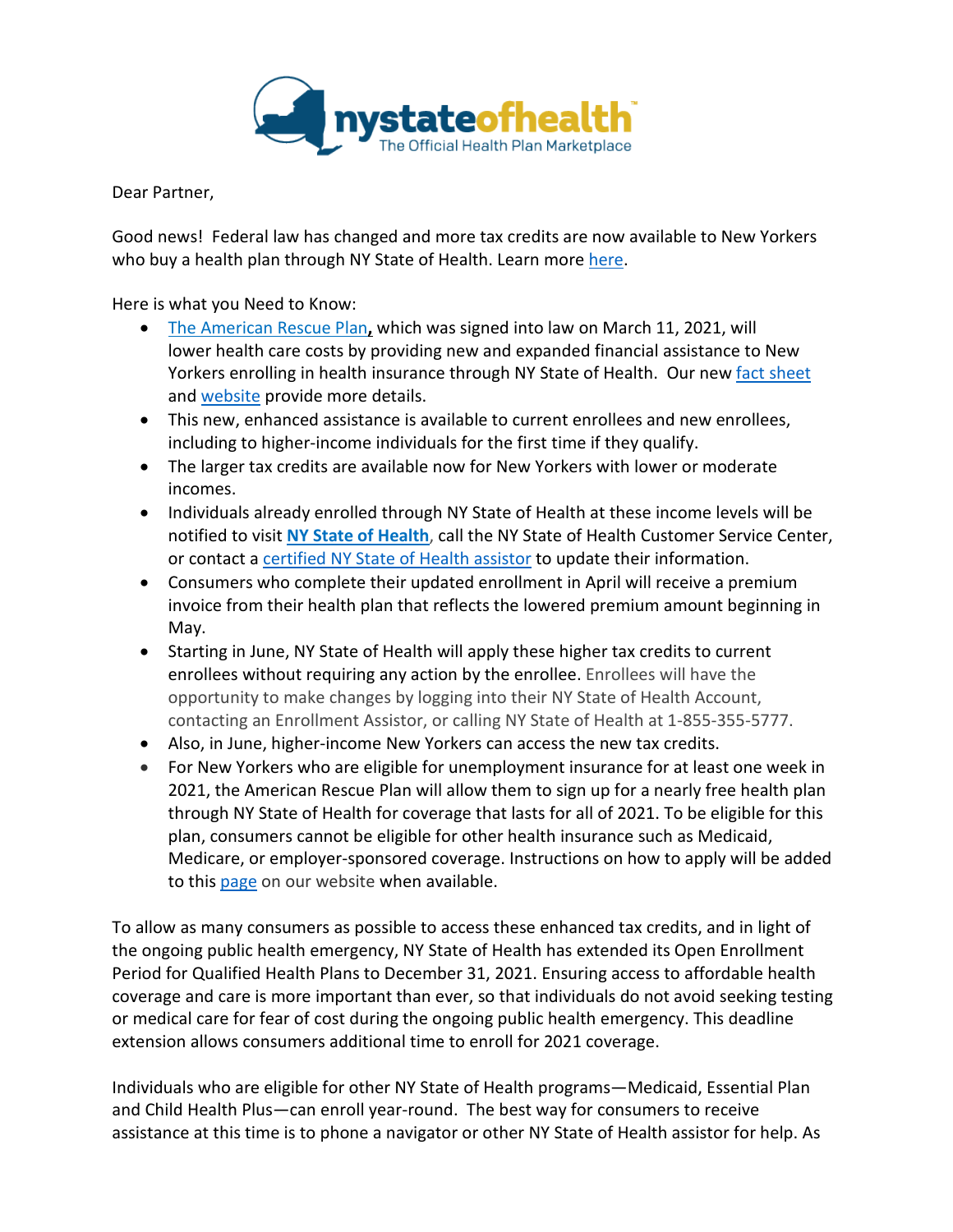nystateofhealth
The Official Health Plan Marketplace

Dear Partner,

Good news! Federal law has changed and more tax credits are now available to New Yorkers who buy a health plan through NY State of Health. Learn more here.

Here is what you Need to Know:

- The American Rescue Plan**,** which was signed into law on March 11, 2021, will lower health care costs by providing new and expanded financial assistance to New Yorkers enrolling in health insurance through NY State of Health. Our new fact sheet and website provide more details.
- This new, enhanced assistance is available to current enrollees and new enrollees, including to higher-income individuals for the first time if they qualify.
- The larger tax credits are available now for New Yorkers with lower or moderate incomes.
- Individuals already enrolled through NY State of Health at these income levels will be notified to visit **NY State of Health**, call the NY State of Health Customer Service Center, or contact a certified NY State of Health assistor to update their information.
- Consumers who complete their updated enrollment in April will receive a premium invoice from their health plan that reflects the lowered premium amount beginning in May.
- Starting in June, NY State of Health will apply these higher tax credits to current enrollees without requiring any action by the enrollee. Enrollees will have the opportunity to make changes by logging into their NY State of Health Account, contacting an Enrollment Assistor, or calling NY State of Health at 1-855-355-5777.
- Also, in June, higher-income New Yorkers can access the new tax credits.
- For New Yorkers who are eligible for unemployment insurance for at least one week in 2021, the American Rescue Plan will allow them to sign up for a nearly free health plan through NY State of Health for coverage that lasts for all of 2021. To be eligible for this plan, consumers cannot be eligible for other health insurance such as Medicaid, Medicare, or employer-sponsored coverage. Instructions on how to apply will be added to this page on our website when available.

To allow as many consumers as possible to access these enhanced tax credits, and in light of the ongoing public health emergency, NY State of Health has extended its Open Enrollment Period for Qualified Health Plans to December 31, 2021. Ensuring access to affordable health coverage and care is more important than ever, so that individuals do not avoid seeking testing or medical care for fear of cost during the ongoing public health emergency. This deadline extension allows consumers additional time to enroll for 2021 coverage.

Individuals who are eligible for other NY State of Health programs—Medicaid, Essential Plan and Child Health Plus—can enroll year-round. The best way for consumers to receive assistance at this time is to phone a navigator or other NY State of Health assistor for help. As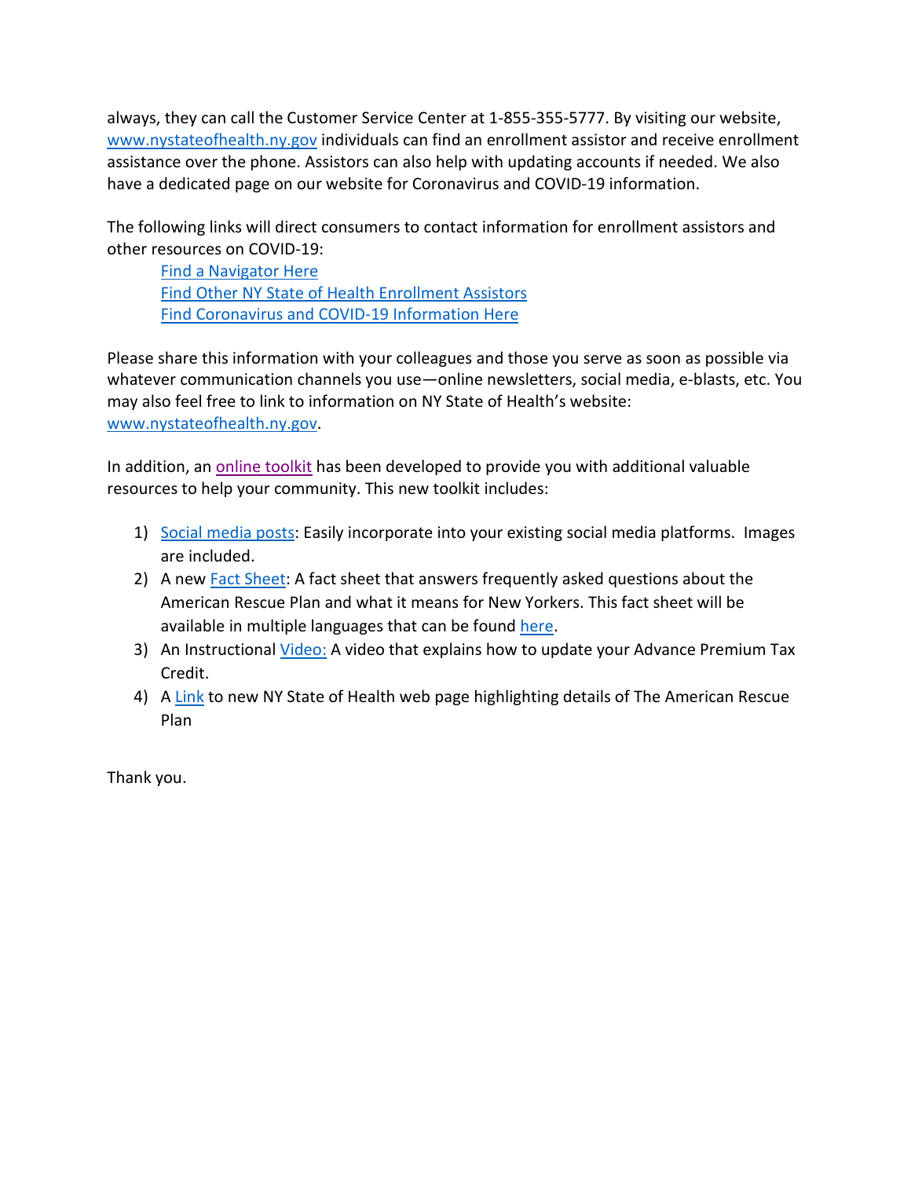always, they can call the Customer Service Center at 1-855-355-5777. By visiting our website, www.nystateofhealth.ny.gov individuals can find an enrollment assistor and receive enrollment assistance over the phone. Assistors can also help with updating accounts if needed. We also have a dedicated page on our website for Coronavirus and COVID-19 information.

The following links will direct consumers to contact information for enrollment assistors and other resources on COVID-19:

Find a Navigator Here
Find Other NY State of Health Enrollment Assistors
Find Coronavirus and COVID-19 Information Here

Please share this information with your colleagues and those you serve as soon as possible via whatever communication channels you use—online newsletters, social media, e-blasts, etc. You may also feel free to link to information on NY State of Health's website: www.nystateofhealth.ny.gov.

In addition, an online toolkit has been developed to provide you with additional valuable resources to help your community. This new toolkit includes:

1) Social media posts: Easily incorporate into your existing social media platforms. Images are included.
2) A new Fact Sheet: A fact sheet that answers frequently asked questions about the American Rescue Plan and what it means for New Yorkers. This fact sheet will be available in multiple languages that can be found here.
3) An Instructional Video: A video that explains how to update your Advance Premium Tax Credit.
4) A Link to new NY State of Health web page highlighting details of The American Rescue Plan

Thank you.